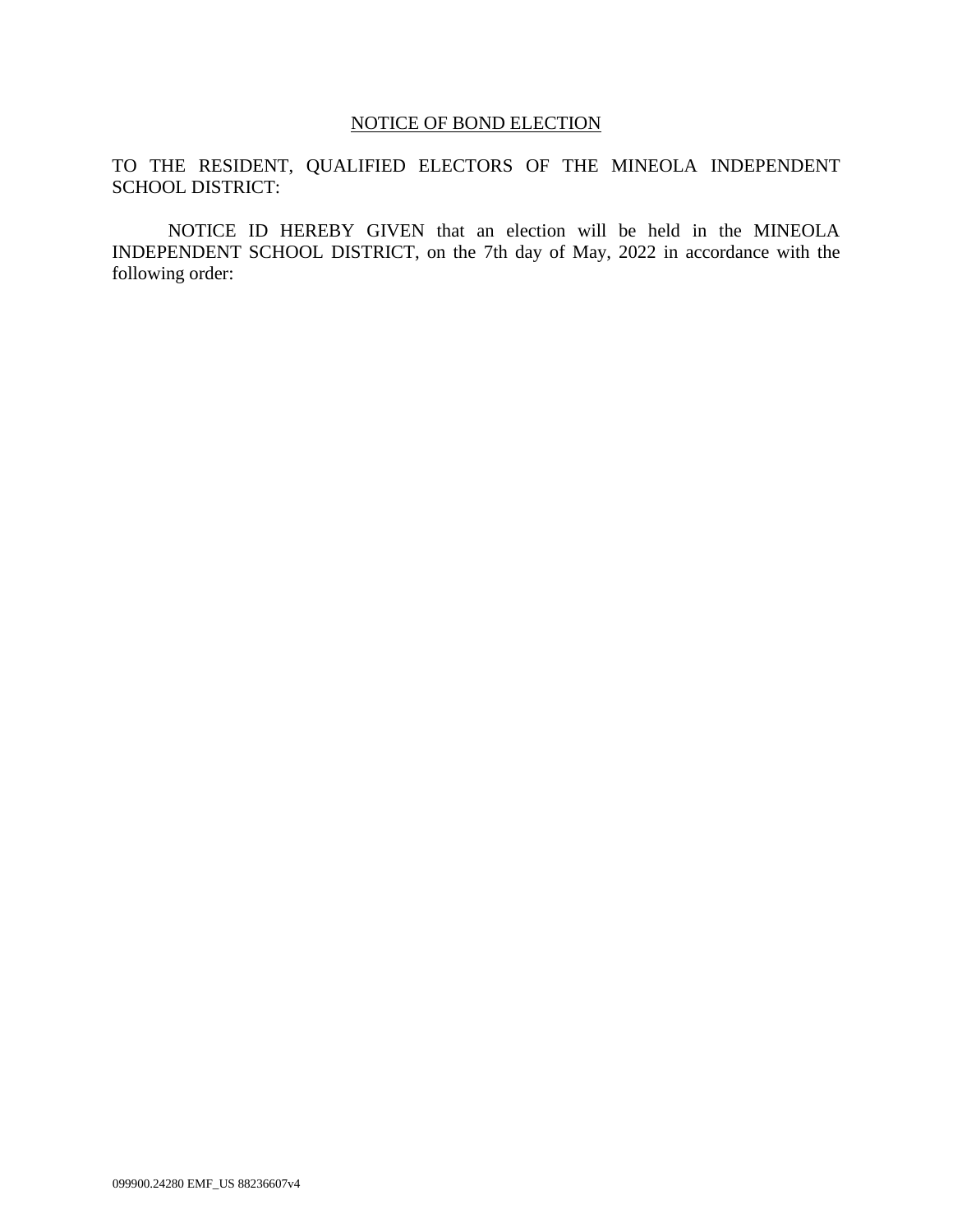<u>NOTICE OF BOND ELECTION</u>

TO THE RESIDENT, QUALIFIED ELECTORS OF THE MINEOLA INDEPENDENT SCHOOL DISTRICT:

NOTICE ID HEREBY GIVEN that an election will be held in the MINEOLA INDEPENDENT SCHOOL DISTRICT, on the 7th day of May, 2022 in accordance with the following order:

099900.24280 EMF_US 88236607v4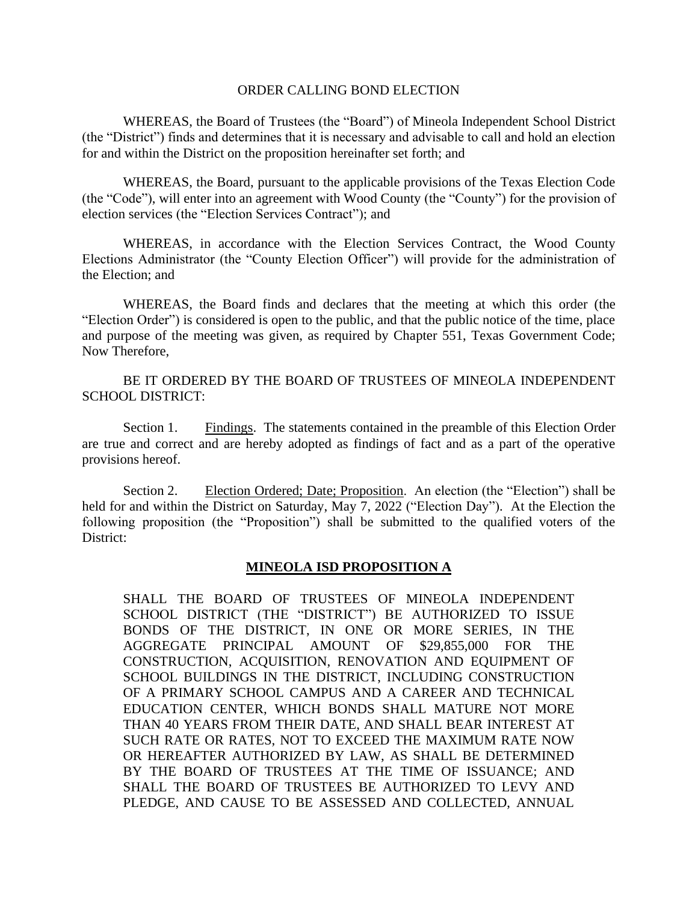ORDER CALLING BOND ELECTION

WHEREAS, the Board of Trustees (the "Board") of Mineola Independent School District (the "District") finds and determines that it is necessary and advisable to call and hold an election for and within the District on the proposition hereinafter set forth; and

WHEREAS, the Board, pursuant to the applicable provisions of the Texas Election Code (the "Code"), will enter into an agreement with Wood County (the "County") for the provision of election services (the "Election Services Contract"); and

WHEREAS, in accordance with the Election Services Contract, the Wood County Elections Administrator (the "County Election Officer") will provide for the administration of the Election; and

WHEREAS, the Board finds and declares that the meeting at which this order (the "Election Order") is considered is open to the public, and that the public notice of the time, place and purpose of the meeting was given, as required by Chapter 551, Texas Government Code; Now Therefore,

BE IT ORDERED BY THE BOARD OF TRUSTEES OF MINEOLA INDEPENDENT SCHOOL DISTRICT:

Section 1. Findings. The statements contained in the preamble of this Election Order are true and correct and are hereby adopted as findings of fact and as a part of the operative provisions hereof.

Section 2. Election Ordered; Date; Proposition. An election (the "Election") shall be held for and within the District on Saturday, May 7, 2022 ("Election Day"). At the Election the following proposition (the "Proposition") shall be submitted to the qualified voters of the District:

**MINEOLA ISD PROPOSITION A**

SHALL THE BOARD OF TRUSTEES OF MINEOLA INDEPENDENT SCHOOL DISTRICT (THE "DISTRICT") BE AUTHORIZED TO ISSUE BONDS OF THE DISTRICT, IN ONE OR MORE SERIES, IN THE AGGREGATE PRINCIPAL AMOUNT OF $29,855,000 FOR THE CONSTRUCTION, ACQUISITION, RENOVATION AND EQUIPMENT OF SCHOOL BUILDINGS IN THE DISTRICT, INCLUDING CONSTRUCTION OF A PRIMARY SCHOOL CAMPUS AND A CAREER AND TECHNICAL EDUCATION CENTER, WHICH BONDS SHALL MATURE NOT MORE THAN 40 YEARS FROM THEIR DATE, AND SHALL BEAR INTEREST AT SUCH RATE OR RATES, NOT TO EXCEED THE MAXIMUM RATE NOW OR HEREAFTER AUTHORIZED BY LAW, AS SHALL BE DETERMINED BY THE BOARD OF TRUSTEES AT THE TIME OF ISSUANCE; AND SHALL THE BOARD OF TRUSTEES BE AUTHORIZED TO LEVY AND PLEDGE, AND CAUSE TO BE ASSESSED AND COLLECTED, ANNUAL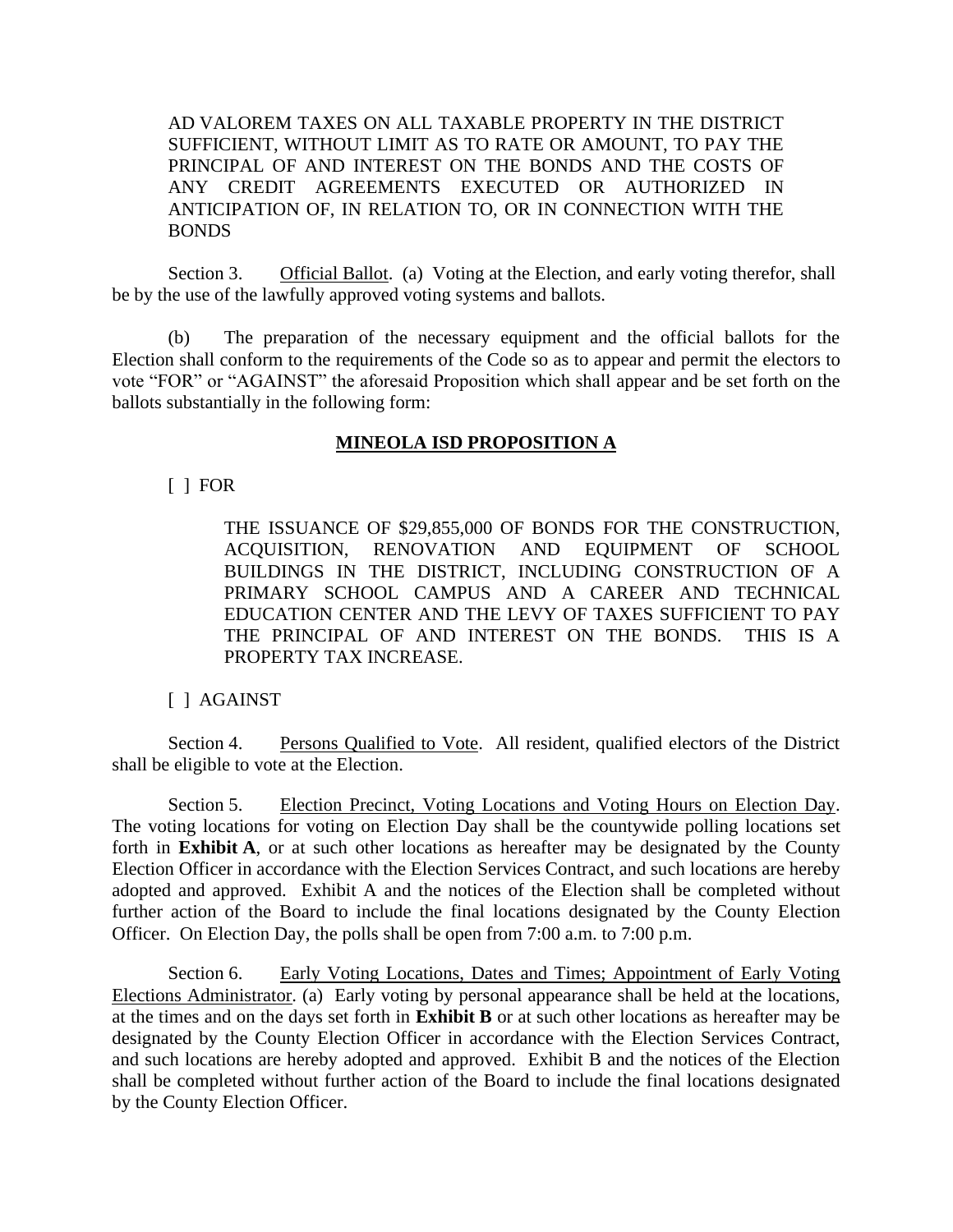AD VALOREM TAXES ON ALL TAXABLE PROPERTY IN THE DISTRICT SUFFICIENT, WITHOUT LIMIT AS TO RATE OR AMOUNT, TO PAY THE PRINCIPAL OF AND INTEREST ON THE BONDS AND THE COSTS OF ANY CREDIT AGREEMENTS EXECUTED OR AUTHORIZED IN ANTICIPATION OF, IN RELATION TO, OR IN CONNECTION WITH THE BONDS

Section 3. Official Ballot. (a) Voting at the Election, and early voting therefor, shall be by the use of the lawfully approved voting systems and ballots.

(b) The preparation of the necessary equipment and the official ballots for the Election shall conform to the requirements of the Code so as to appear and permit the electors to vote "FOR" or "AGAINST" the aforesaid Proposition which shall appear and be set forth on the ballots substantially in the following form:

**MINEOLA ISD PROPOSITION A**

[ ] FOR

THE ISSUANCE OF $29,855,000 OF BONDS FOR THE CONSTRUCTION, ACQUISITION, RENOVATION AND EQUIPMENT OF SCHOOL BUILDINGS IN THE DISTRICT, INCLUDING CONSTRUCTION OF A PRIMARY SCHOOL CAMPUS AND A CAREER AND TECHNICAL EDUCATION CENTER AND THE LEVY OF TAXES SUFFICIENT TO PAY THE PRINCIPAL OF AND INTEREST ON THE BONDS. THIS IS A PROPERTY TAX INCREASE.

[ ] AGAINST

Section 4. Persons Qualified to Vote. All resident, qualified electors of the District shall be eligible to vote at the Election.

Section 5. Election Precinct, Voting Locations and Voting Hours on Election Day. The voting locations for voting on Election Day shall be the countywide polling locations set forth in **Exhibit A**, or at such other locations as hereafter may be designated by the County Election Officer in accordance with the Election Services Contract, and such locations are hereby adopted and approved. Exhibit A and the notices of the Election shall be completed without further action of the Board to include the final locations designated by the County Election Officer. On Election Day, the polls shall be open from 7:00 a.m. to 7:00 p.m.

Section 6. Early Voting Locations, Dates and Times; Appointment of Early Voting Elections Administrator. (a) Early voting by personal appearance shall be held at the locations, at the times and on the days set forth in **Exhibit B** or at such other locations as hereafter may be designated by the County Election Officer in accordance with the Election Services Contract, and such locations are hereby adopted and approved. Exhibit B and the notices of the Election shall be completed without further action of the Board to include the final locations designated by the County Election Officer.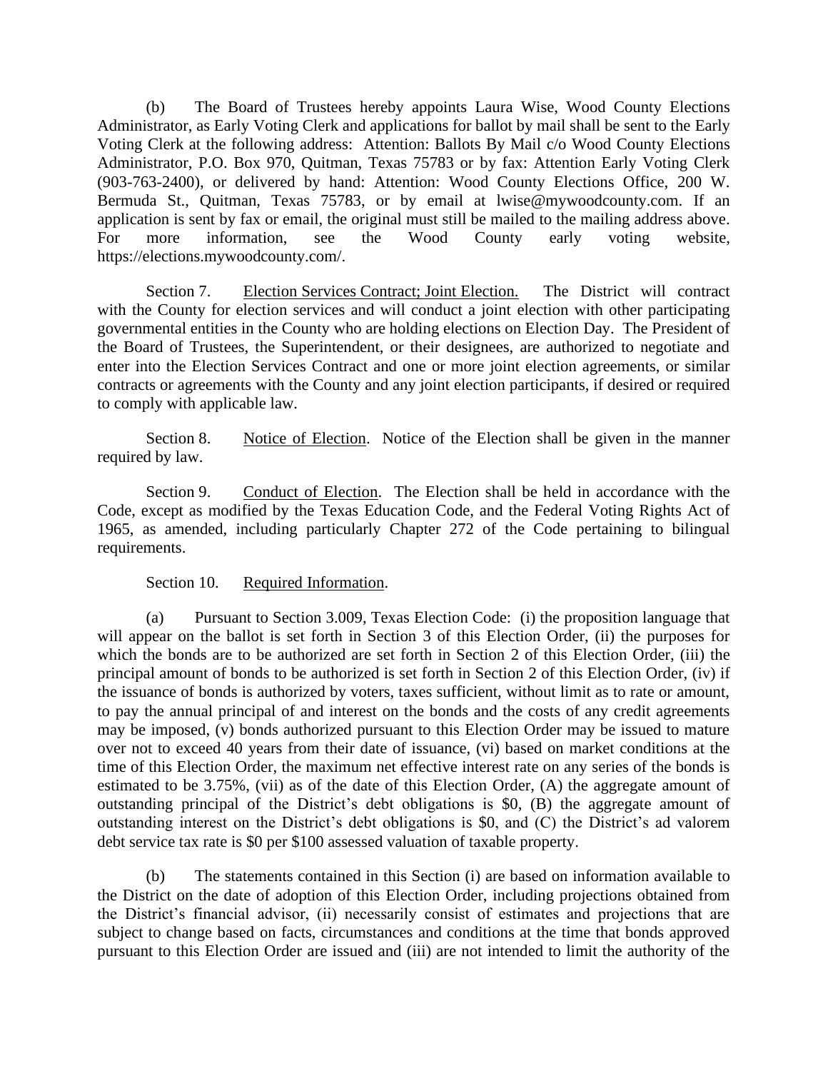(b) The Board of Trustees hereby appoints Laura Wise, Wood County Elections Administrator, as Early Voting Clerk and applications for ballot by mail shall be sent to the Early Voting Clerk at the following address: Attention: Ballots By Mail c/o Wood County Elections Administrator, P.O. Box 970, Quitman, Texas 75783 or by fax: Attention Early Voting Clerk (903-763-2400), or delivered by hand: Attention: Wood County Elections Office, 200 W. Bermuda St., Quitman, Texas 75783, or by email at lwise@mywoodcounty.com. If an application is sent by fax or email, the original must still be mailed to the mailing address above. For more information, see the Wood County early voting website, https://elections.mywoodcounty.com/.

Section 7. Election Services Contract; Joint Election. The District will contract with the County for election services and will conduct a joint election with other participating governmental entities in the County who are holding elections on Election Day. The President of the Board of Trustees, the Superintendent, or their designees, are authorized to negotiate and enter into the Election Services Contract and one or more joint election agreements, or similar contracts or agreements with the County and any joint election participants, if desired or required to comply with applicable law.

Section 8. Notice of Election. Notice of the Election shall be given in the manner required by law.

Section 9. Conduct of Election. The Election shall be held in accordance with the Code, except as modified by the Texas Education Code, and the Federal Voting Rights Act of 1965, as amended, including particularly Chapter 272 of the Code pertaining to bilingual requirements.

Section 10. Required Information.

(a) Pursuant to Section 3.009, Texas Election Code: (i) the proposition language that will appear on the ballot is set forth in Section 3 of this Election Order, (ii) the purposes for which the bonds are to be authorized are set forth in Section 2 of this Election Order, (iii) the principal amount of bonds to be authorized is set forth in Section 2 of this Election Order, (iv) if the issuance of bonds is authorized by voters, taxes sufficient, without limit as to rate or amount, to pay the annual principal of and interest on the bonds and the costs of any credit agreements may be imposed, (v) bonds authorized pursuant to this Election Order may be issued to mature over not to exceed 40 years from their date of issuance, (vi) based on market conditions at the time of this Election Order, the maximum net effective interest rate on any series of the bonds is estimated to be 3.75%, (vii) as of the date of this Election Order, (A) the aggregate amount of outstanding principal of the District's debt obligations is $0, (B) the aggregate amount of outstanding interest on the District's debt obligations is $0, and (C) the District's ad valorem debt service tax rate is $0 per $100 assessed valuation of taxable property.

(b) The statements contained in this Section (i) are based on information available to the District on the date of adoption of this Election Order, including projections obtained from the District's financial advisor, (ii) necessarily consist of estimates and projections that are subject to change based on facts, circumstances and conditions at the time that bonds approved pursuant to this Election Order are issued and (iii) are not intended to limit the authority of the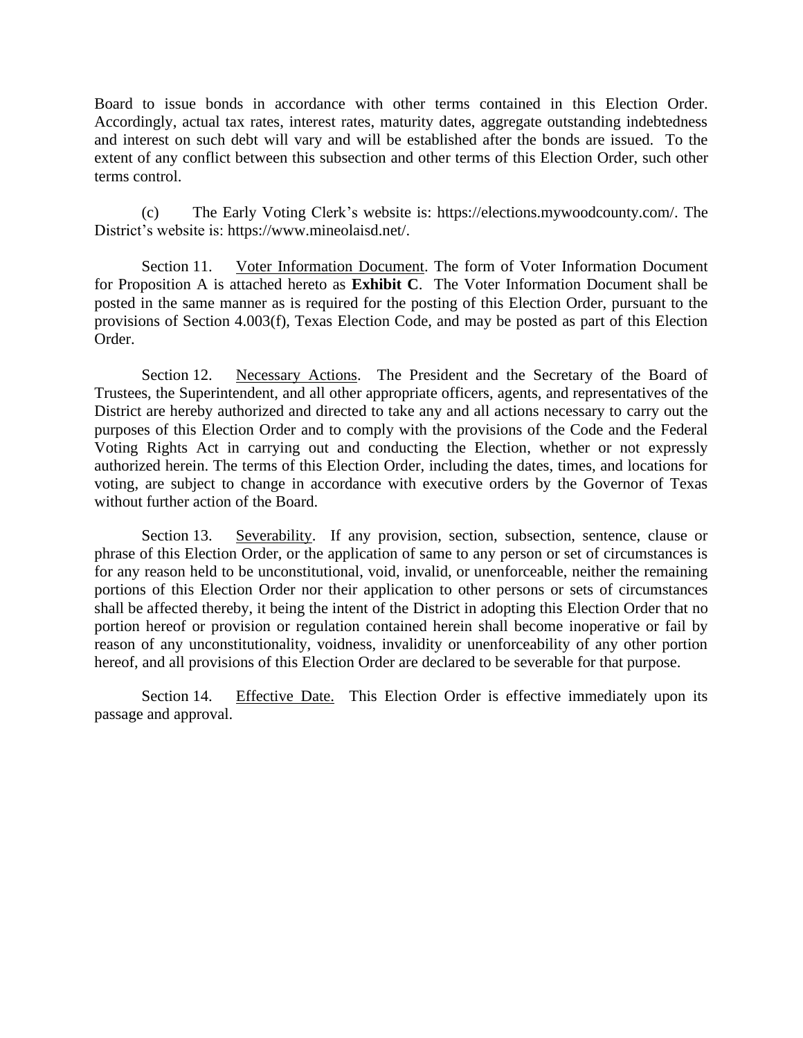Board to issue bonds in accordance with other terms contained in this Election Order. Accordingly, actual tax rates, interest rates, maturity dates, aggregate outstanding indebtedness and interest on such debt will vary and will be established after the bonds are issued. To the extent of any conflict between this subsection and other terms of this Election Order, such other terms control.

(c) The Early Voting Clerk's website is: https://elections.mywoodcounty.com/. The District's website is: https://www.mineolaisd.net/.

Section 11. Voter Information Document. The form of Voter Information Document for Proposition A is attached hereto as **Exhibit C**. The Voter Information Document shall be posted in the same manner as is required for the posting of this Election Order, pursuant to the provisions of Section 4.003(f), Texas Election Code, and may be posted as part of this Election Order.

Section 12. Necessary Actions. The President and the Secretary of the Board of Trustees, the Superintendent, and all other appropriate officers, agents, and representatives of the District are hereby authorized and directed to take any and all actions necessary to carry out the purposes of this Election Order and to comply with the provisions of the Code and the Federal Voting Rights Act in carrying out and conducting the Election, whether or not expressly authorized herein. The terms of this Election Order, including the dates, times, and locations for voting, are subject to change in accordance with executive orders by the Governor of Texas without further action of the Board.

Section 13. Severability. If any provision, section, subsection, sentence, clause or phrase of this Election Order, or the application of same to any person or set of circumstances is for any reason held to be unconstitutional, void, invalid, or unenforceable, neither the remaining portions of this Election Order nor their application to other persons or sets of circumstances shall be affected thereby, it being the intent of the District in adopting this Election Order that no portion hereof or provision or regulation contained herein shall become inoperative or fail by reason of any unconstitutionality, voidness, invalidity or unenforceability of any other portion hereof, and all provisions of this Election Order are declared to be severable for that purpose.

Section 14. Effective Date. This Election Order is effective immediately upon its passage and approval.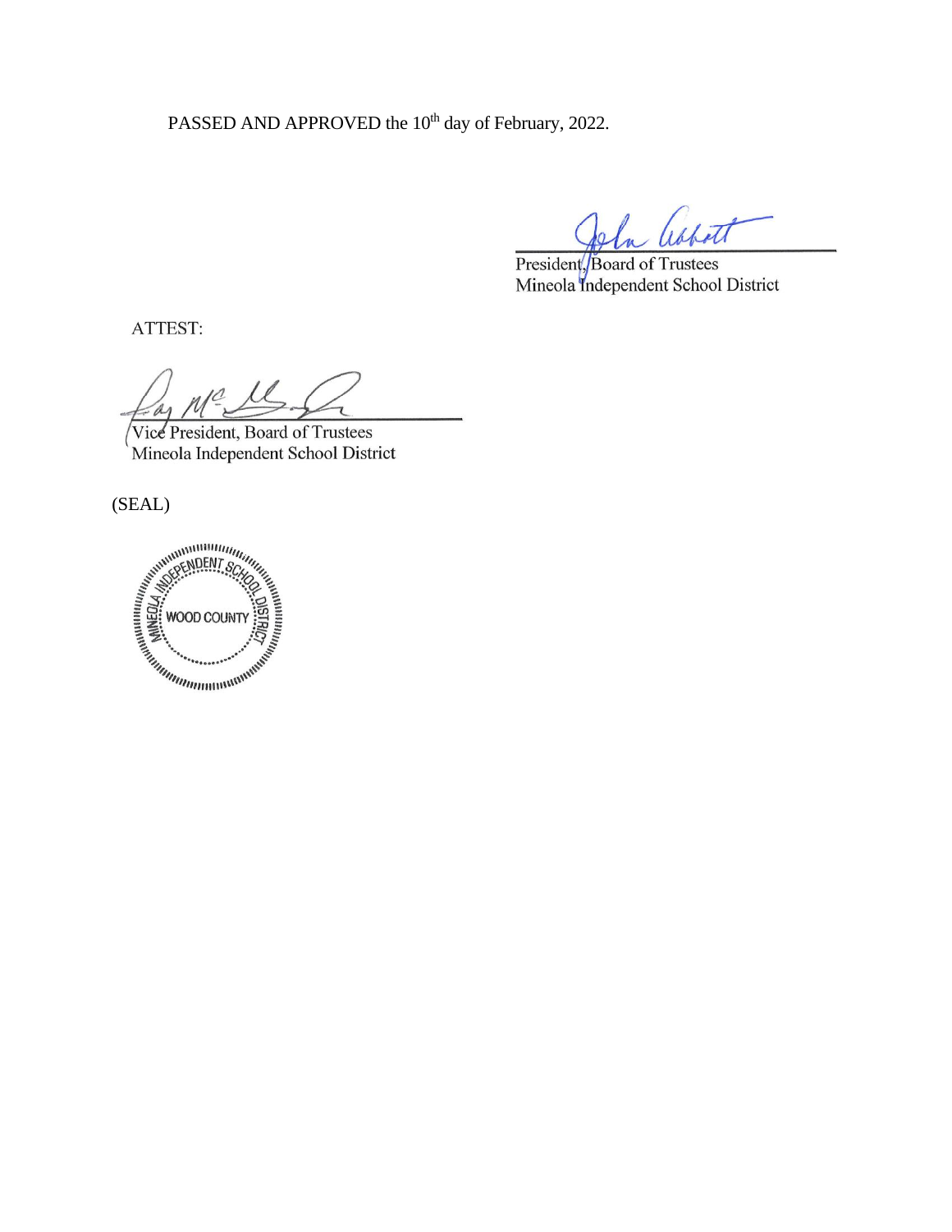PASSED AND APPROVED the 10th day of February, 2022.

President, Board of Trustees
Mineola Independent School District

ATTEST:

Vice President, Board of Trustees
Mineola Independent School District

(SEAL)

MINEOLA INDEPENDENT SCHOOL DISTRICT
WOOD COUNTY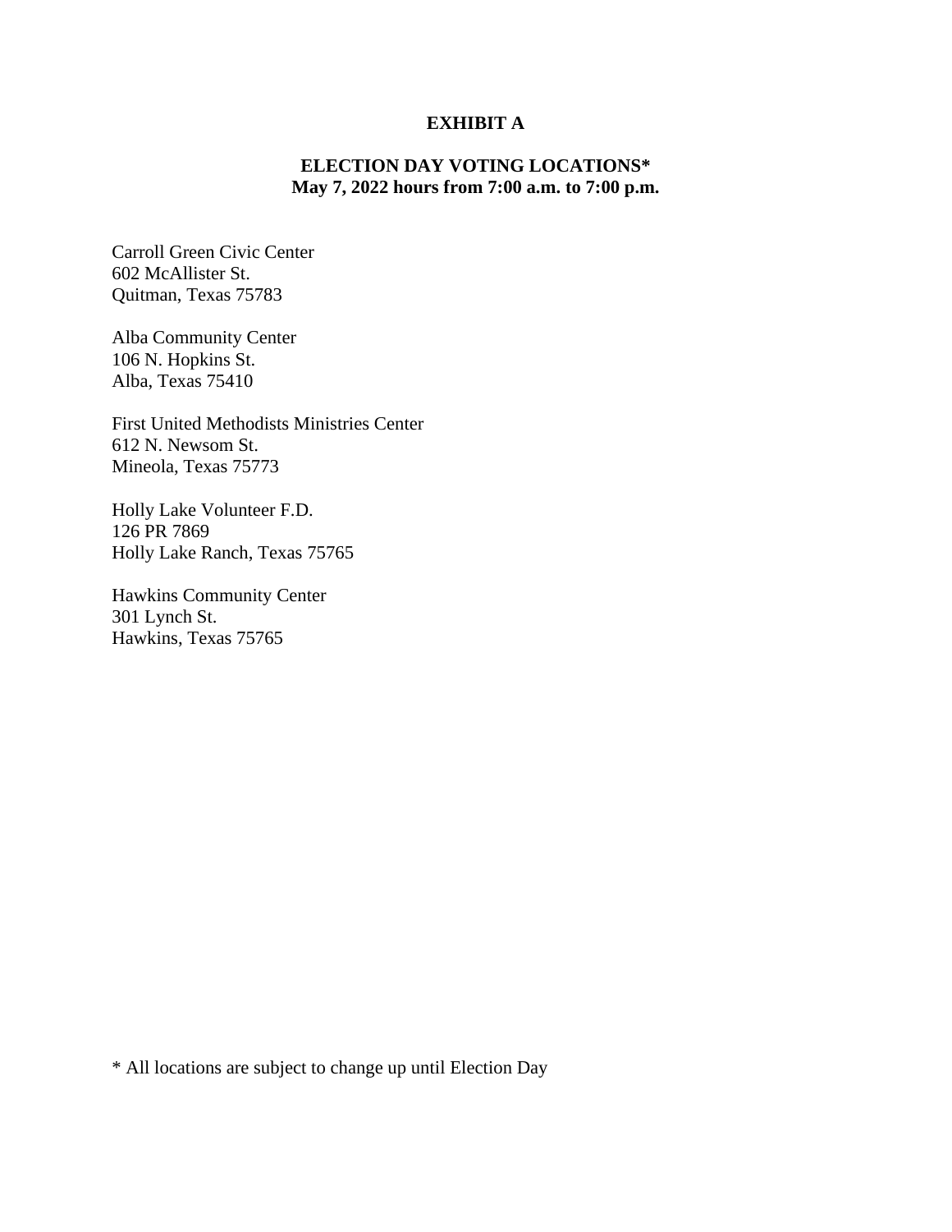# EXHIBIT A

## ELECTION DAY VOTING LOCATIONS*
**May 7, 2022 hours from 7:00 a.m. to 7:00 p.m.**

Carroll Green Civic Center
602 McAllister St.
Quitman, Texas 75783

Alba Community Center
106 N. Hopkins St.
Alba, Texas 75410

First United Methodists Ministries Center
612 N. Newsom St.
Mineola, Texas 75773

Holly Lake Volunteer F.D.
126 PR 7869
Holly Lake Ranch, Texas 75765

Hawkins Community Center
301 Lynch St.
Hawkins, Texas 75765

* All locations are subject to change up until Election Day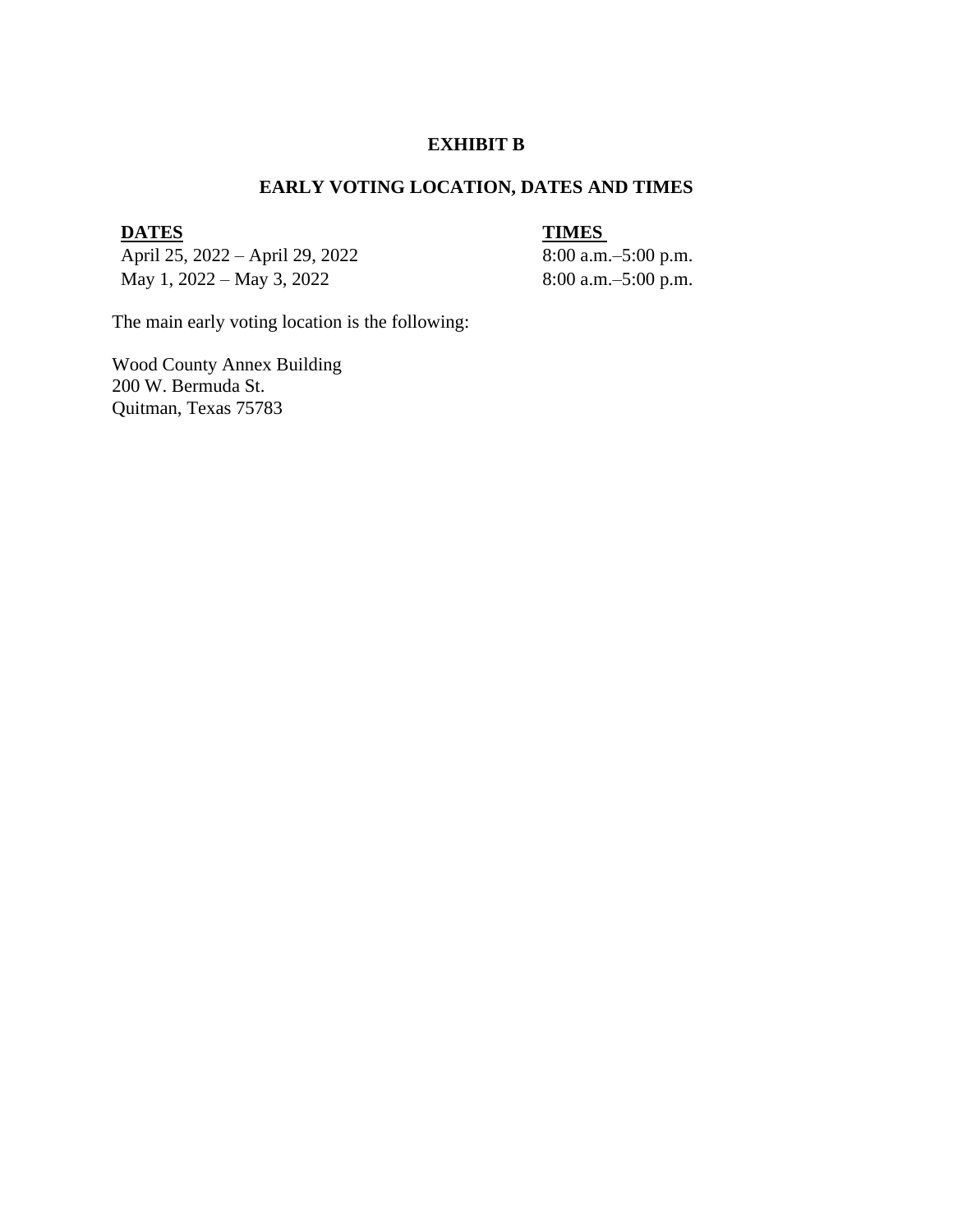**EXHIBIT B**

**EARLY VOTING LOCATION, DATES AND TIMES**

| **DATES** | **TIMES** |
| --- | --- |
| April 25, 2022 – April 29, 2022 | 8:00 a.m.–5:00 p.m. |
| May 1, 2022 – May 3, 2022 | 8:00 a.m.–5:00 p.m. |

The main early voting location is the following:

Wood County Annex Building
200 W. Bermuda St.
Quitman, Texas 75783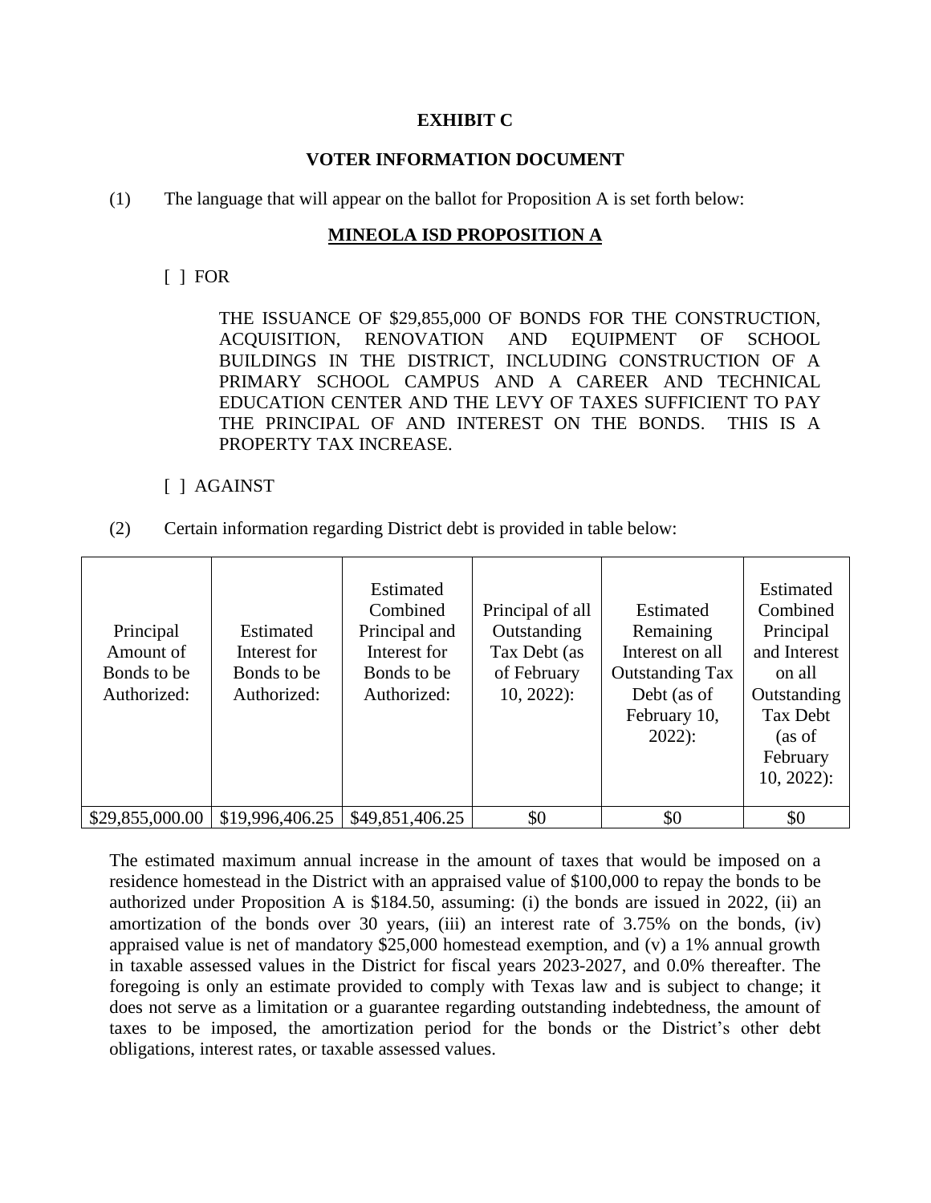**EXHIBIT C**

**VOTER INFORMATION DOCUMENT**

(1) The language that will appear on the ballot for Proposition A is set forth below:

**MINEOLA ISD PROPOSITION A**

[ ] FOR

THE ISSUANCE OF $29,855,000 OF BONDS FOR THE CONSTRUCTION, ACQUISITION, RENOVATION AND EQUIPMENT OF SCHOOL BUILDINGS IN THE DISTRICT, INCLUDING CONSTRUCTION OF A PRIMARY SCHOOL CAMPUS AND A CAREER AND TECHNICAL EDUCATION CENTER AND THE LEVY OF TAXES SUFFICIENT TO PAY THE PRINCIPAL OF AND INTEREST ON THE BONDS. THIS IS A PROPERTY TAX INCREASE.

[ ] AGAINST

(2) Certain information regarding District debt is provided in table below:

| Principal Amount of Bonds to be Authorized: | Estimated Interest for Bonds to be Authorized: | Estimated Combined Principal and Interest for Bonds to be Authorized: | Principal of all Outstanding Tax Debt (as of February 10, 2022): | Estimated Remaining Interest on all Outstanding Tax Debt (as of February 10, 2022): | Estimated Combined Principal and Interest on all Outstanding Tax Debt (as of February 10, 2022): |
|---|---|---|---|---|---|
| $29,855,000.00 | $19,996,406.25 | $49,851,406.25 | $0 | $0 | $0 |

The estimated maximum annual increase in the amount of taxes that would be imposed on a residence homestead in the District with an appraised value of $100,000 to repay the bonds to be authorized under Proposition A is $184.50, assuming: (i) the bonds are issued in 2022, (ii) an amortization of the bonds over 30 years, (iii) an interest rate of 3.75% on the bonds, (iv) appraised value is net of mandatory $25,000 homestead exemption, and (v) a 1% annual growth in taxable assessed values in the District for fiscal years 2023-2027, and 0.0% thereafter. The foregoing is only an estimate provided to comply with Texas law and is subject to change; it does not serve as a limitation or a guarantee regarding outstanding indebtedness, the amount of taxes to be imposed, the amortization period for the bonds or the District's other debt obligations, interest rates, or taxable assessed values.